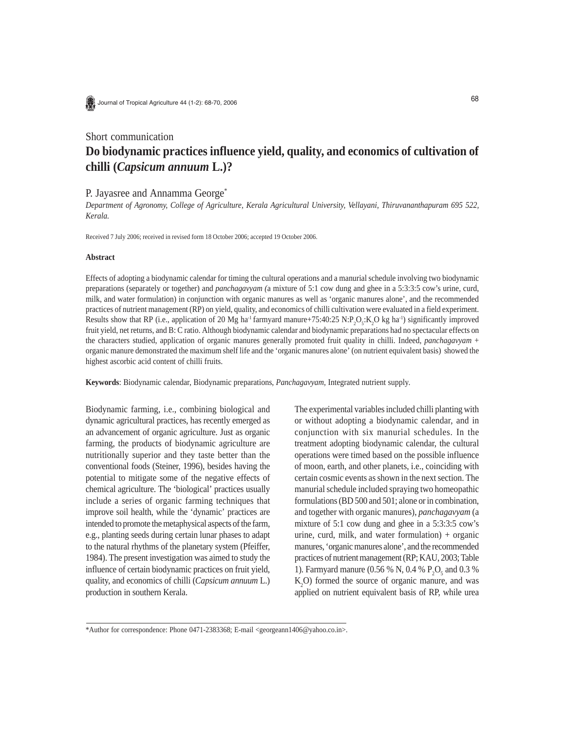Short communication

# Do biodynamic practices influence yield, quality, and economics of cultivation of chilli (*Capsicum annuum* L.)?

P. Jayasree and Annamma George*

*Department of Agronomy, College of Agriculture, Kerala Agricultural University, Vellayani, Thiruvananthapuram 695 522, Kerala.*

Received 7 July 2006; received in revised form 18 October 2006; accepted 19 October 2006.

### Abstract

Effects of adopting a biodynamic calendar for timing the cultural operations and a manurial schedule involving two biodynamic preparations (separately or together) and *panchagavyam* (a mixture of 5:1 cow dung and ghee in a 5:3:3:5 cow's urine, curd, milk, and water formulation) in conjunction with organic manures as well as 'organic manures alone', and the recommended practices of nutrient management (RP) on yield, quality, and economics of chilli cultivation were evaluated in a field experiment. Results show that RP (i.e., application of 20 Mg ha$^{-1}$ farmyard manure+75:40:25 N:$P_2O_5$:$K_2O$ kg ha$^{-1}$) significantly improved fruit yield, net returns, and B: C ratio. Although biodynamic calendar and biodynamic preparations had no spectacular effects on the characters studied, application of organic manures generally promoted fruit quality in chilli. Indeed, *panchagavyam* + organic manure demonstrated the maximum shelf life and the 'organic manures alone' (on nutrient equivalent basis) showed the highest ascorbic acid content of chilli fruits.

**Keywords**: Biodynamic calendar, Biodynamic preparations, *Panchagavyam*, Integrated nutrient supply.

Biodynamic farming, i.e., combining biological and dynamic agricultural practices, has recently emerged as an advancement of organic agriculture. Just as organic farming, the products of biodynamic agriculture are nutritionally superior and they taste better than the conventional foods (Steiner, 1996), besides having the potential to mitigate some of the negative effects of chemical agriculture. The 'biological' practices usually include a series of organic farming techniques that improve soil health, while the 'dynamic' practices are intended to promote the metaphysical aspects of the farm, e.g., planting seeds during certain lunar phases to adapt to the natural rhythms of the planetary system (Pfeiffer, 1984). The present investigation was aimed to study the influence of certain biodynamic practices on fruit yield, quality, and economics of chilli (*Capsicum annuum* L.) production in southern Kerala.

The experimental variables included chilli planting with or without adopting a biodynamic calendar, and in conjunction with six manurial schedules. In the treatment adopting biodynamic calendar, the cultural operations were timed based on the possible influence of moon, earth, and other planets, i.e., coinciding with certain cosmic events as shown in the next section. The manurial schedule included spraying two homeopathic formulations (BD 500 and 501; alone or in combination, and together with organic manures), *panchagavyam* (a mixture of 5:1 cow dung and ghee in a 5:3:3:5 cow's urine, curd, milk, and water formulation) + organic manures, 'organic manures alone', and the recommended practices of nutrient management (RP; KAU, 2003; Table 1). Farmyard manure (0.56 % N, 0.4 % $P_2O_5$ and 0.3 % $K_2O$) formed the source of organic manure, and was applied on nutrient equivalent basis of RP, while urea

*Author for correspondence: Phone 0471-2383368; E-mail <georgeann1406@yahoo.co.in>.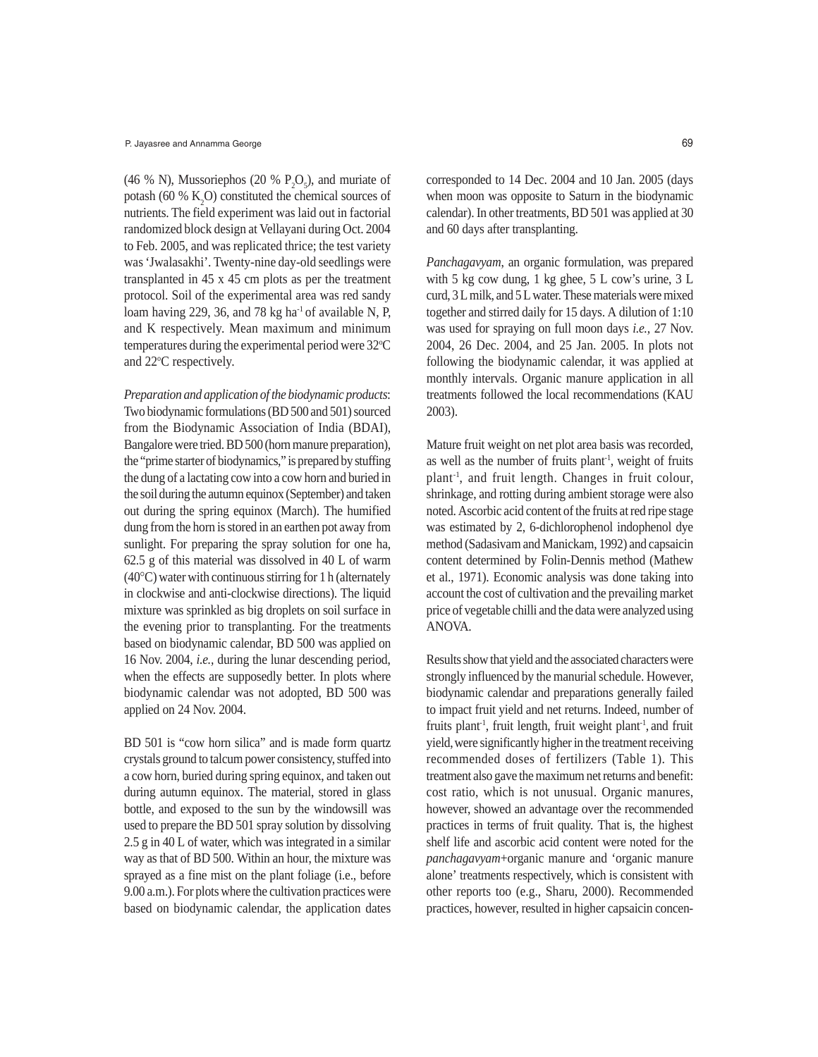(46 % N), Mussoriephos (20 % $P_2O_5$), and muriate of potash (60 % $K_2O$) constituted the chemical sources of nutrients. The field experiment was laid out in factorial randomized block design at Vellayani during Oct. 2004 to Feb. 2005, and was replicated thrice; the test variety was 'Jwalasakhi'. Twenty-nine day-old seedlings were transplanted in 45 x 45 cm plots as per the treatment protocol. Soil of the experimental area was red sandy loam having 229, 36, and 78 kg $ha^{-1}$ of available N, P, and K respectively. Mean maximum and minimum temperatures during the experimental period were 32°C and 22°C respectively.

*Preparation and application of the biodynamic products*: Two biodynamic formulations (BD 500 and 501) sourced from the Biodynamic Association of India (BDAI), Bangalore were tried. BD 500 (horn manure preparation), the "prime starter of biodynamics," is prepared by stuffing the dung of a lactating cow into a cow horn and buried in the soil during the autumn equinox (September) and taken out during the spring equinox (March). The humified dung from the horn is stored in an earthen pot away from sunlight. For preparing the spray solution for one ha, 62.5 g of this material was dissolved in 40 L of warm (40°C) water with continuous stirring for 1 h (alternately in clockwise and anti-clockwise directions). The liquid mixture was sprinkled as big droplets on soil surface in the evening prior to transplanting. For the treatments based on biodynamic calendar, BD 500 was applied on 16 Nov. 2004, *i.e.,* during the lunar descending period, when the effects are supposedly better. In plots where biodynamic calendar was not adopted, BD 500 was applied on 24 Nov. 2004.

BD 501 is "cow horn silica" and is made form quartz crystals ground to talcum power consistency, stuffed into a cow horn, buried during spring equinox, and taken out during autumn equinox. The material, stored in glass bottle, and exposed to the sun by the windowsill was used to prepare the BD 501 spray solution by dissolving 2.5 g in 40 L of water, which was integrated in a similar way as that of BD 500. Within an hour, the mixture was sprayed as a fine mist on the plant foliage (i.e., before 9.00 a.m.). For plots where the cultivation practices were based on biodynamic calendar, the application dates corresponded to 14 Dec. 2004 and 10 Jan. 2005 (days when moon was opposite to Saturn in the biodynamic calendar). In other treatments, BD 501 was applied at 30 and 60 days after transplanting.

*Panchagavyam*, an organic formulation, was prepared with 5 kg cow dung, 1 kg ghee, 5 L cow's urine, 3 L curd, 3 L milk, and 5 L water. These materials were mixed together and stirred daily for 15 days. A dilution of 1:10 was used for spraying on full moon days *i.e.,* 27 Nov. 2004, 26 Dec. 2004, and 25 Jan. 2005. In plots not following the biodynamic calendar, it was applied at monthly intervals. Organic manure application in all treatments followed the local recommendations (KAU 2003).

Mature fruit weight on net plot area basis was recorded, as well as the number of fruits $plant^{-1}$, weight of fruits $plant^{-1}$, and fruit length. Changes in fruit colour, shrinkage, and rotting during ambient storage were also noted. Ascorbic acid content of the fruits at red ripe stage was estimated by 2, 6-dichlorophenol indophenol dye method (Sadasivam and Manickam, 1992) and capsaicin content determined by Folin-Dennis method (Mathew et al., 1971). Economic analysis was done taking into account the cost of cultivation and the prevailing market price of vegetable chilli and the data were analyzed using ANOVA.

Results show that yield and the associated characters were strongly influenced by the manurial schedule. However, biodynamic calendar and preparations generally failed to impact fruit yield and net returns. Indeed, number of fruits $plant^{-1}$, fruit length, fruit weight $plant^{-1}$, and fruit yield, were significantly higher in the treatment receiving recommended doses of fertilizers (Table 1). This treatment also gave the maximum net returns and benefit: cost ratio, which is not unusual. Organic manures, however, showed an advantage over the recommended practices in terms of fruit quality. That is, the highest shelf life and ascorbic acid content were noted for the *panchagavyam*+organic manure and 'organic manure alone' treatments respectively, which is consistent with other reports too (e.g., Sharu, 2000). Recommended practices, however, resulted in higher capsaicin concen-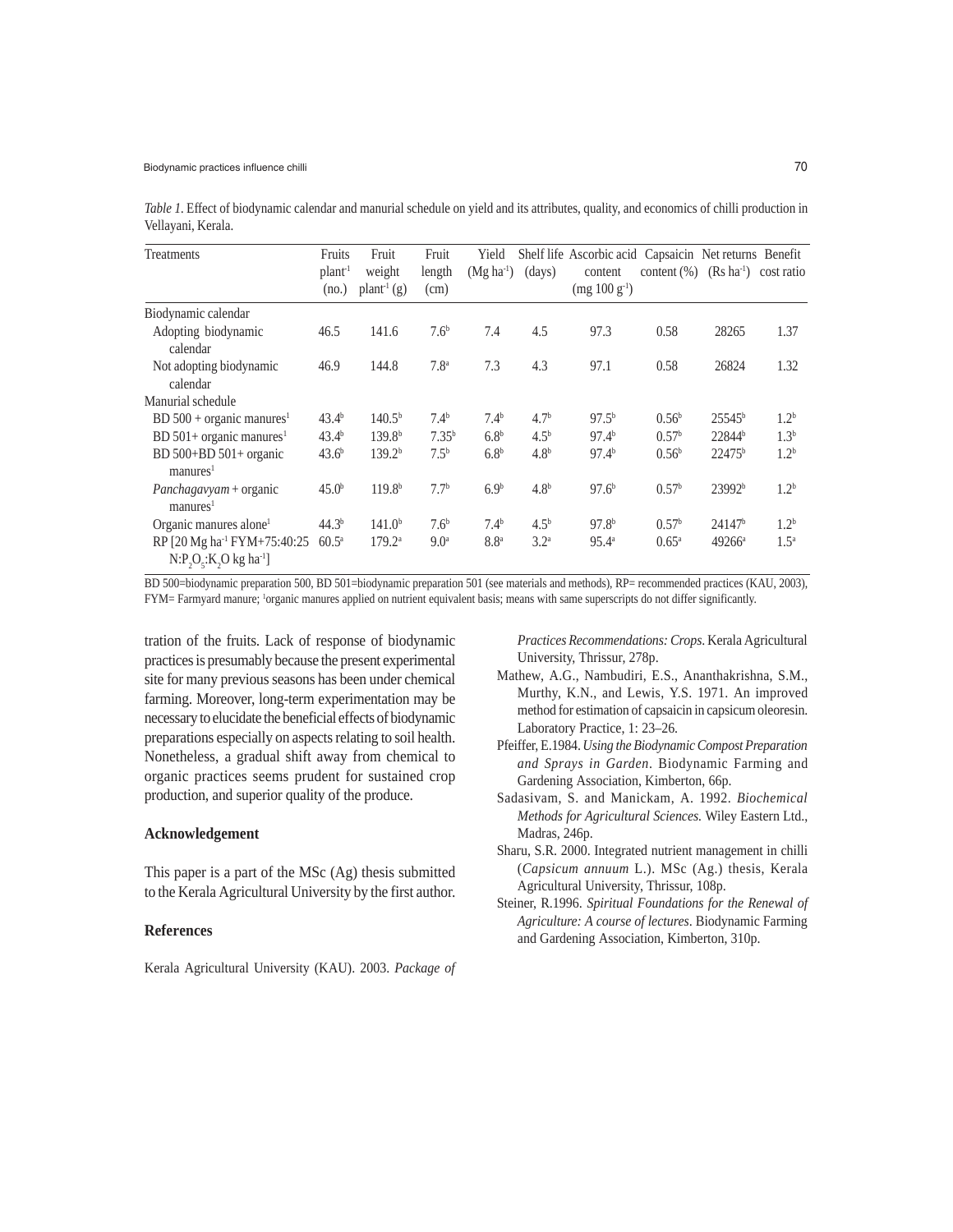*Table 1*. Effect of biodynamic calendar and manurial schedule on yield and its attributes, quality, and economics of chilli production in Vellayani, Kerala.

| Treatments | Fruits plant$^{-1}$ (no.) | Fruit weight plant$^{-1}$ (g) | Fruit length (cm) | Yield (Mg ha$^{-1}$) | Shelf life (days) | Ascorbic acid content (mg 100 g$^{-1}$) | Capsaicin content (%) | Net returns (Rs ha$^{-1}$) | Benefit cost ratio |
|---|---|---|---|---|---|---|---|---|---|
| Biodynamic calendar | | | | | | | | | |
| Adopting biodynamic calendar | 46.5 | 141.6 | 7.6$^{b}$ | 7.4 | 4.5 | 97.3 | 0.58 | 28265 | 1.37 |
| Not adopting biodynamic calendar | 46.9 | 144.8 | 7.8$^{a}$ | 7.3 | 4.3 | 97.1 | 0.58 | 26824 | 1.32 |
| Manurial schedule | | | | | | | | | |
| BD 500 + organic manures[1] | 43.4$^{b}$ | 140.5$^{b}$ | 7.4$^{b}$ | 7.4$^{b}$ | 4.7$^{b}$ | 97.5$^{b}$ | 0.56$^{b}$ | 25545$^{b}$ | 1.2$^{b}$ |
| BD 501+ organic manures[1] | 43.4$^{b}$ | 139.8$^{b}$ | 7.35$^{b}$ | 6.8$^{b}$ | 4.5$^{b}$ | 97.4$^{b}$ | 0.57$^{b}$ | 22844$^{b}$ | 1.3$^{b}$ |
| BD 500+BD 501+ organic manures[1] | 43.6$^{b}$ | 139.2$^{b}$ | 7.5$^{b}$ | 6.8$^{b}$ | 4.8$^{b}$ | 97.4$^{b}$ | 0.56$^{b}$ | 22475$^{b}$ | 1.2$^{b}$ |
| *Panchagavyam* + organic manures[1] | 45.0$^{b}$ | 119.8$^{b}$ | 7.7$^{b}$ | 6.9$^{b}$ | 4.8$^{b}$ | 97.6$^{b}$ | 0.57$^{b}$ | 23992$^{b}$ | 1.2$^{b}$ |
| Organic manures alone[1] | 44.3$^{b}$ | 141.0$^{b}$ | 7.6$^{b}$ | 7.4$^{b}$ | 4.5$^{b}$ | 97.8$^{b}$ | 0.57$^{b}$ | 24147$^{b}$ | 1.2$^{b}$ |
| RP [20 Mg ha$^{-1}$ FYM+75:40:25 $N:P_2O_5:K_2O$ kg ha$^{-1}$] | 60.5$^{a}$ | 179.2$^{a}$ | 9.0$^{a}$ | 8.8$^{a}$ | 3.2$^{a}$ | 95.4$^{a}$ | 0.65$^{a}$ | 49266$^{a}$ | 1.5$^{a}$ |

BD 500=biodynamic preparation 500, BD 501=biodynamic preparation 501 (see materials and methods), RP= recommended practices (KAU, 2003), FYM= Farmyard manure; [1]organic manures applied on nutrient equivalent basis; means with same superscripts do not differ significantly.

tration of the fruits. Lack of response of biodynamic practices is presumably because the present experimental site for many previous seasons has been under chemical farming. Moreover, long-term experimentation may be necessary to elucidate the beneficial effects of biodynamic preparations especially on aspects relating to soil health. Nonetheless, a gradual shift away from chemical to organic practices seems prudent for sustained crop production, and superior quality of the produce.

## Acknowledgement

This paper is a part of the MSc (Ag) thesis submitted to the Kerala Agricultural University by the first author.

## References

Kerala Agricultural University (KAU). 2003. *Package of Practices Recommendations: Crops*. Kerala Agricultural University, Thrissur, 278p.

Mathew, A.G., Nambudiri, E.S., Ananthakrishna, S.M., Murthy, K.N., and Lewis, Y.S. 1971. An improved method for estimation of capsaicin in capsicum oleoresin. Laboratory Practice, 1: 23–26.

Pfeiffer, E.1984. *Using the Biodynamic Compost Preparation and Sprays in Garden*. Biodynamic Farming and Gardening Association, Kimberton, 66p.

Sadasivam, S. and Manickam, A. 1992. *Biochemical Methods for Agricultural Sciences.* Wiley Eastern Ltd., Madras, 246p.

Sharu, S.R. 2000. Integrated nutrient management in chilli (*Capsicum annuum* L.). MSc (Ag.) thesis, Kerala Agricultural University, Thrissur, 108p.

Steiner, R.1996. *Spiritual Foundations for the Renewal of Agriculture: A course of lectures*. Biodynamic Farming and Gardening Association, Kimberton, 310p.